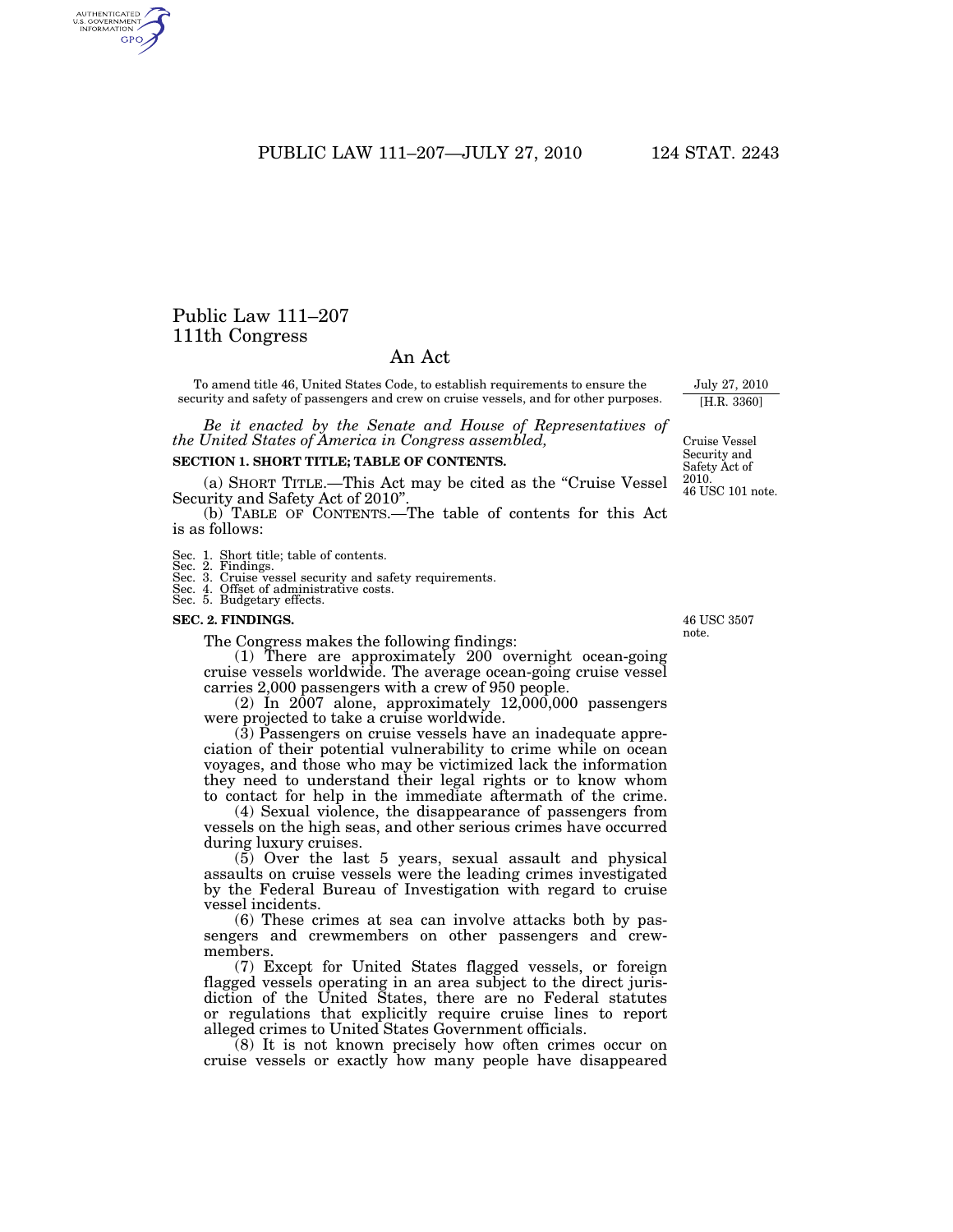# Public Law 111–207
## 111th Congress

## An Act

To amend title 46, United States Code, to establish requirements to ensure the security and safety of passengers and crew on cruise vessels, and for other purposes.

July 27, 2010
[H.R. 3360]

*Be it enacted by the Senate and House of Representatives of the United States of America in Congress assembled,*

Cruise Vessel Security and Safety Act of 2010.
46 USC 101 note.

### SECTION 1. SHORT TITLE; TABLE OF CONTENTS.

(a) SHORT TITLE.—This Act may be cited as the "Cruise Vessel Security and Safety Act of 2010".

(b) TABLE OF CONTENTS.—The table of contents for this Act is as follows:

Sec. 1. Short title; table of contents.
Sec. 2. Findings.
Sec. 3. Cruise vessel security and safety requirements.
Sec. 4. Offset of administrative costs.
Sec. 5. Budgetary effects.

### SEC. 2. FINDINGS.

46 USC 3507 note.

The Congress makes the following findings:

(1) There are approximately 200 overnight ocean-going cruise vessels worldwide. The average ocean-going cruise vessel carries 2,000 passengers with a crew of 950 people.

(2) In 2007 alone, approximately 12,000,000 passengers were projected to take a cruise worldwide.

(3) Passengers on cruise vessels have an inadequate appreciation of their potential vulnerability to crime while on ocean voyages, and those who may be victimized lack the information they need to understand their legal rights or to know whom to contact for help in the immediate aftermath of the crime.

(4) Sexual violence, the disappearance of passengers from vessels on the high seas, and other serious crimes have occurred during luxury cruises.

(5) Over the last 5 years, sexual assault and physical assaults on cruise vessels were the leading crimes investigated by the Federal Bureau of Investigation with regard to cruise vessel incidents.

(6) These crimes at sea can involve attacks both by passengers and crewmembers on other passengers and crewmembers.

(7) Except for United States flagged vessels, or foreign flagged vessels operating in an area subject to the direct jurisdiction of the United States, there are no Federal statutes or regulations that explicitly require cruise lines to report alleged crimes to United States Government officials.

(8) It is not known precisely how often crimes occur on cruise vessels or exactly how many people have disappeared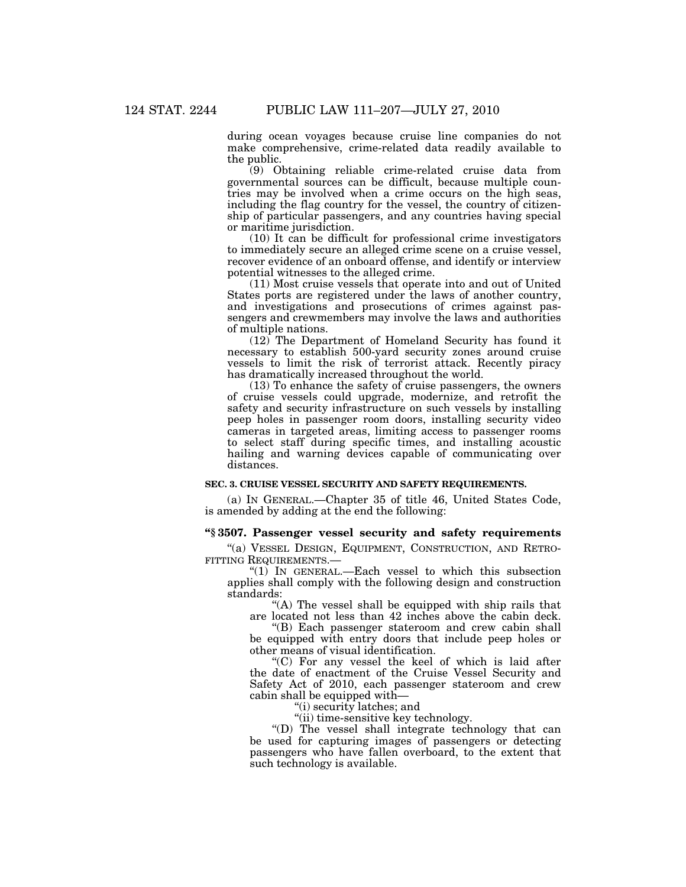during ocean voyages because cruise line companies do not make comprehensive, crime-related data readily available to the public.

(9) Obtaining reliable crime-related cruise data from governmental sources can be difficult, because multiple countries may be involved when a crime occurs on the high seas, including the flag country for the vessel, the country of citizenship of particular passengers, and any countries having special or maritime jurisdiction.

(10) It can be difficult for professional crime investigators to immediately secure an alleged crime scene on a cruise vessel, recover evidence of an onboard offense, and identify or interview potential witnesses to the alleged crime.

(11) Most cruise vessels that operate into and out of United States ports are registered under the laws of another country, and investigations and prosecutions of crimes against passengers and crewmembers may involve the laws and authorities of multiple nations.

(12) The Department of Homeland Security has found it necessary to establish 500-yard security zones around cruise vessels to limit the risk of terrorist attack. Recently piracy has dramatically increased throughout the world.

(13) To enhance the safety of cruise passengers, the owners of cruise vessels could upgrade, modernize, and retrofit the safety and security infrastructure on such vessels by installing peep holes in passenger room doors, installing security video cameras in targeted areas, limiting access to passenger rooms to select staff during specific times, and installing acoustic hailing and warning devices capable of communicating over distances.

**SEC. 3. CRUISE VESSEL SECURITY AND SAFETY REQUIREMENTS.**

(a) IN GENERAL.—Chapter 35 of title 46, United States Code, is amended by adding at the end the following:

### "§ 3507. Passenger vessel security and safety requirements

"(a) VESSEL DESIGN, EQUIPMENT, CONSTRUCTION, AND RETROFITTING REQUIREMENTS.—

"(1) IN GENERAL.—Each vessel to which this subsection applies shall comply with the following design and construction standards:

"(A) The vessel shall be equipped with ship rails that are located not less than 42 inches above the cabin deck.

"(B) Each passenger stateroom and crew cabin shall be equipped with entry doors that include peep holes or other means of visual identification.

"(C) For any vessel the keel of which is laid after the date of enactment of the Cruise Vessel Security and Safety Act of 2010, each passenger stateroom and crew cabin shall be equipped with—

"(i) security latches; and

"(ii) time-sensitive key technology.

"(D) The vessel shall integrate technology that can be used for capturing images of passengers or detecting passengers who have fallen overboard, to the extent that such technology is available.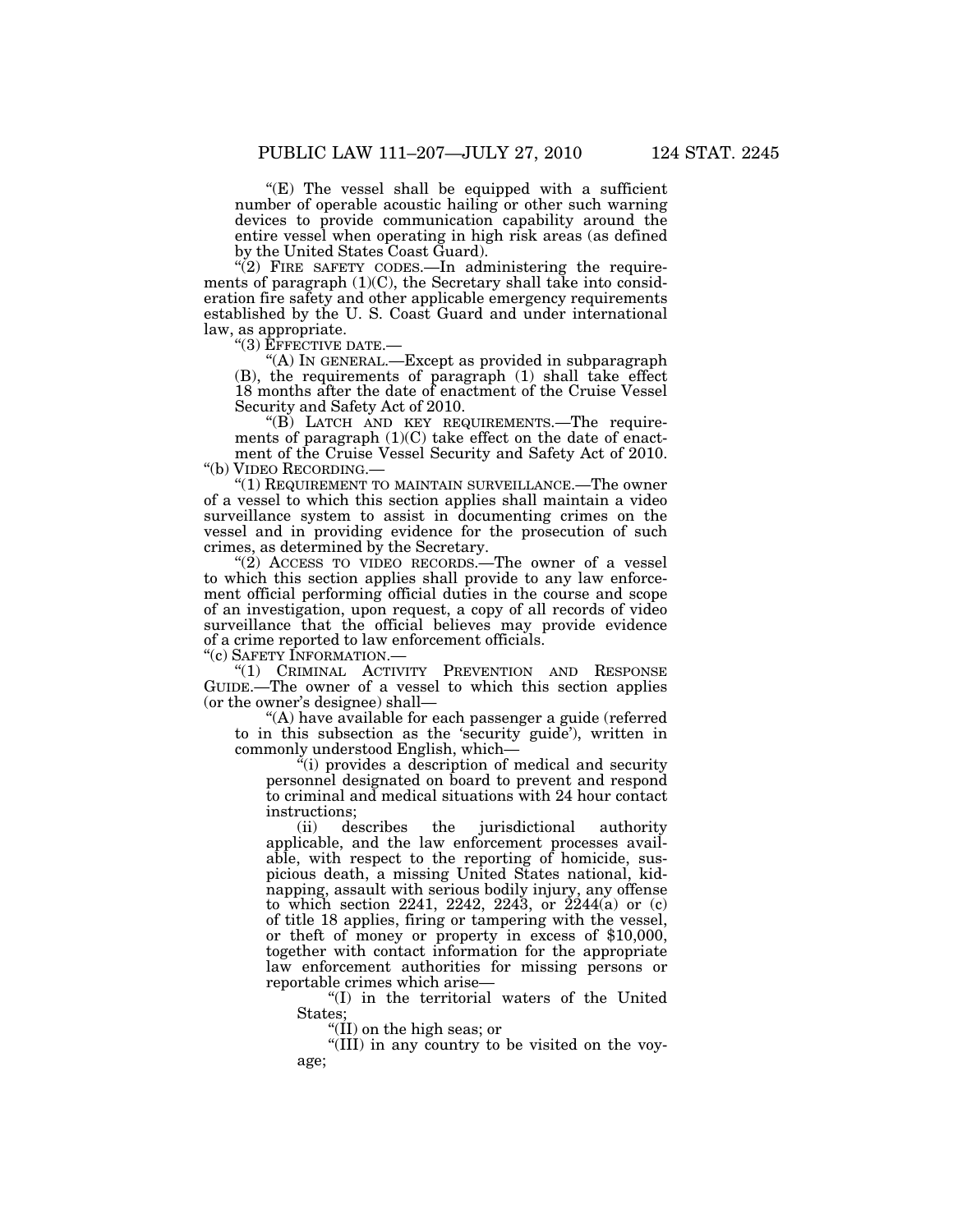"(E) The vessel shall be equipped with a sufficient number of operable acoustic hailing or other such warning devices to provide communication capability around the entire vessel when operating in high risk areas (as defined by the United States Coast Guard).

"(2) FIRE SAFETY CODES.—In administering the requirements of paragraph (1)(C), the Secretary shall take into consideration fire safety and other applicable emergency requirements established by the U. S. Coast Guard and under international law, as appropriate.

"(3) EFFECTIVE DATE.—

"(A) IN GENERAL.—Except as provided in subparagraph (B), the requirements of paragraph (1) shall take effect 18 months after the date of enactment of the Cruise Vessel Security and Safety Act of 2010.

"(B) LATCH AND KEY REQUIREMENTS.—The requirements of paragraph (1)(C) take effect on the date of enactment of the Cruise Vessel Security and Safety Act of 2010.

"(b) VIDEO RECORDING.—

"(1) REQUIREMENT TO MAINTAIN SURVEILLANCE.—The owner of a vessel to which this section applies shall maintain a video surveillance system to assist in documenting crimes on the vessel and in providing evidence for the prosecution of such crimes, as determined by the Secretary.

"(2) ACCESS TO VIDEO RECORDS.—The owner of a vessel to which this section applies shall provide to any law enforcement official performing official duties in the course and scope of an investigation, upon request, a copy of all records of video surveillance that the official believes may provide evidence of a crime reported to law enforcement officials.

"(c) SAFETY INFORMATION.—

"(1) CRIMINAL ACTIVITY PREVENTION AND RESPONSE GUIDE.—The owner of a vessel to which this section applies (or the owner's designee) shall—

"(A) have available for each passenger a guide (referred to in this subsection as the 'security guide'), written in commonly understood English, which—

"(i) provides a description of medical and security personnel designated on board to prevent and respond to criminal and medical situations with 24 hour contact instructions;

(ii) describes the jurisdictional authority applicable, and the law enforcement processes available, with respect to the reporting of homicide, suspicious death, a missing United States national, kidnapping, assault with serious bodily injury, any offense to which section 2241, 2242, 2243, or 2244(a) or (c) of title 18 applies, firing or tampering with the vessel, or theft of money or property in excess of $10,000, together with contact information for the appropriate law enforcement authorities for missing persons or reportable crimes which arise—

"(I) in the territorial waters of the United States;

"(II) on the high seas; or

"(III) in any country to be visited on the voyage;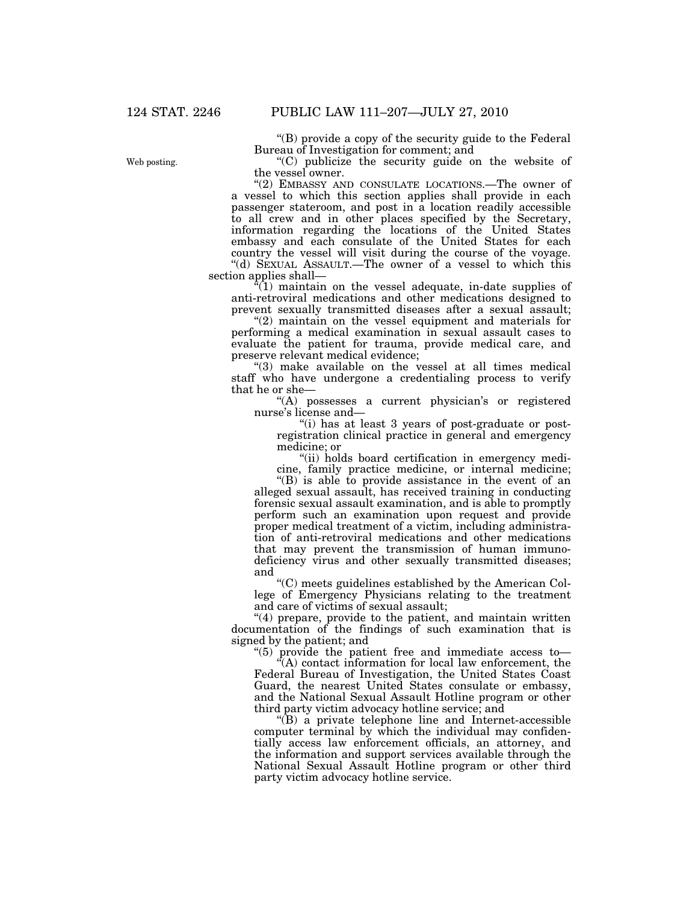"(B) provide a copy of the security guide to the Federal Bureau of Investigation for comment; and

Web posting.

"(C) publicize the security guide on the website of the vessel owner.

"(2) EMBASSY AND CONSULATE LOCATIONS.—The owner of a vessel to which this section applies shall provide in each passenger stateroom, and post in a location readily accessible to all crew and in other places specified by the Secretary, information regarding the locations of the United States embassy and each consulate of the United States for each country the vessel will visit during the course of the voyage.

"(d) SEXUAL ASSAULT.—The owner of a vessel to which this section applies shall—

"(1) maintain on the vessel adequate, in-date supplies of anti-retroviral medications and other medications designed to prevent sexually transmitted diseases after a sexual assault;

"(2) maintain on the vessel equipment and materials for performing a medical examination in sexual assault cases to evaluate the patient for trauma, provide medical care, and preserve relevant medical evidence;

"(3) make available on the vessel at all times medical staff who have undergone a credentialing process to verify that he or she—

"(A) possesses a current physician's or registered nurse's license and—

"(i) has at least 3 years of post-graduate or post-registration clinical practice in general and emergency medicine; or

"(ii) holds board certification in emergency medicine, family practice medicine, or internal medicine;

"(B) is able to provide assistance in the event of an alleged sexual assault, has received training in conducting forensic sexual assault examination, and is able to promptly perform such an examination upon request and provide proper medical treatment of a victim, including administration of anti-retroviral medications and other medications that may prevent the transmission of human immunodeficiency virus and other sexually transmitted diseases; and

"(C) meets guidelines established by the American College of Emergency Physicians relating to the treatment and care of victims of sexual assault;

"(4) prepare, provide to the patient, and maintain written documentation of the findings of such examination that is signed by the patient; and

"(5) provide the patient free and immediate access to—

"(A) contact information for local law enforcement, the Federal Bureau of Investigation, the United States Coast Guard, the nearest United States consulate or embassy, and the National Sexual Assault Hotline program or other third party victim advocacy hotline service; and

"(B) a private telephone line and Internet-accessible computer terminal by which the individual may confidentially access law enforcement officials, an attorney, and the information and support services available through the National Sexual Assault Hotline program or other third party victim advocacy hotline service.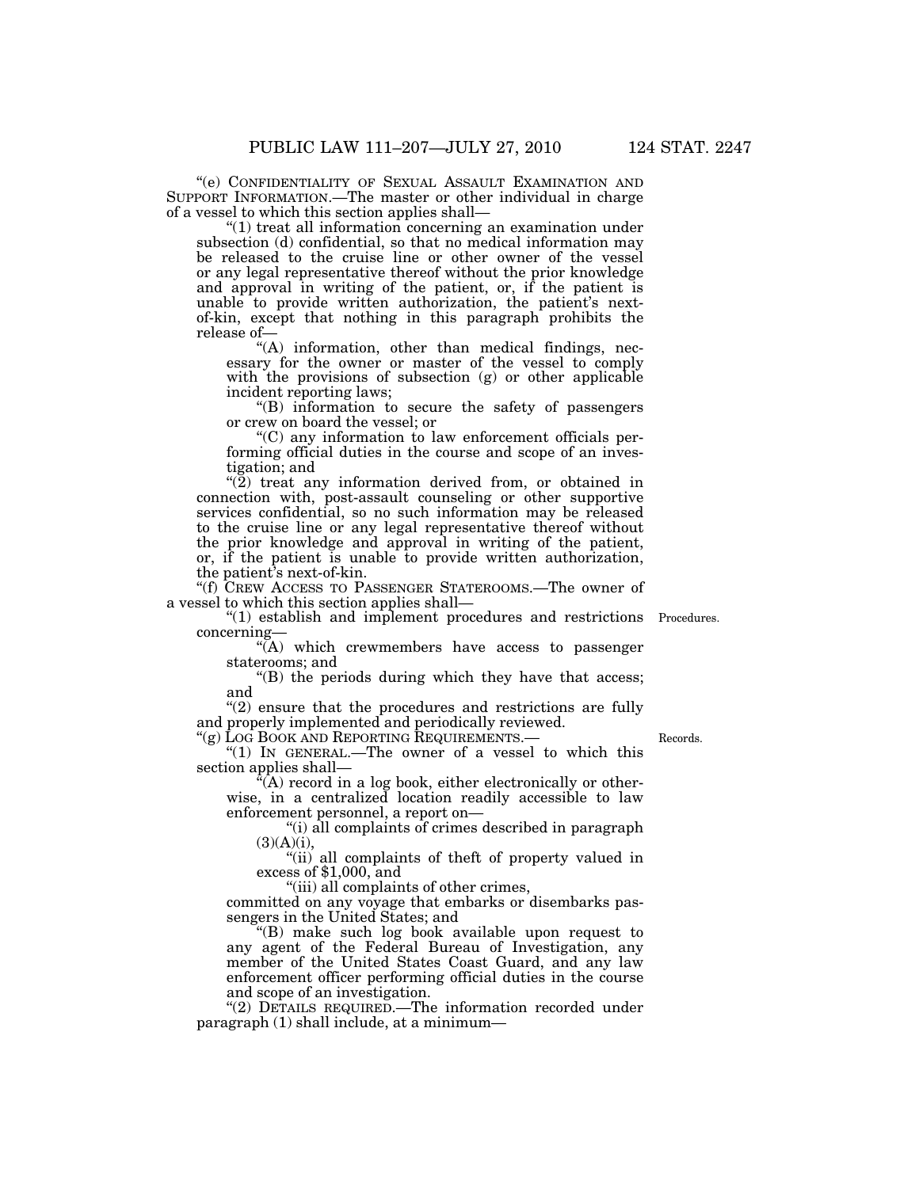"(e) CONFIDENTIALITY OF SEXUAL ASSAULT EXAMINATION AND SUPPORT INFORMATION.—The master or other individual in charge of a vessel to which this section applies shall—

"(1) treat all information concerning an examination under subsection (d) confidential, so that no medical information may be released to the cruise line or other owner of the vessel or any legal representative thereof without the prior knowledge and approval in writing of the patient, or, if the patient is unable to provide written authorization, the patient's next-of-kin, except that nothing in this paragraph prohibits the release of—

"(A) information, other than medical findings, necessary for the owner or master of the vessel to comply with the provisions of subsection (g) or other applicable incident reporting laws;

"(B) information to secure the safety of passengers or crew on board the vessel; or

"(C) any information to law enforcement officials performing official duties in the course and scope of an investigation; and

"(2) treat any information derived from, or obtained in connection with, post-assault counseling or other supportive services confidential, so no such information may be released to the cruise line or any legal representative thereof without the prior knowledge and approval in writing of the patient, or, if the patient is unable to provide written authorization, the patient's next-of-kin.

"(f) CREW ACCESS TO PASSENGER STATEROOMS.—The owner of a vessel to which this section applies shall—

Procedures.

"(1) establish and implement procedures and restrictions concerning—

"(A) which crewmembers have access to passenger staterooms; and

"(B) the periods during which they have that access; and

"(2) ensure that the procedures and restrictions are fully and properly implemented and periodically reviewed.

Records.

"(g) LOG BOOK AND REPORTING REQUIREMENTS.—

"(1) IN GENERAL.—The owner of a vessel to which this section applies shall—

"(A) record in a log book, either electronically or otherwise, in a centralized location readily accessible to law enforcement personnel, a report on—

"(i) all complaints of crimes described in paragraph (3)(A)(i),

"(ii) all complaints of theft of property valued in excess of $1,000, and

"(iii) all complaints of other crimes,

committed on any voyage that embarks or disembarks passengers in the United States; and

"(B) make such log book available upon request to any agent of the Federal Bureau of Investigation, any member of the United States Coast Guard, and any law enforcement officer performing official duties in the course and scope of an investigation.

"(2) DETAILS REQUIRED.—The information recorded under paragraph (1) shall include, at a minimum—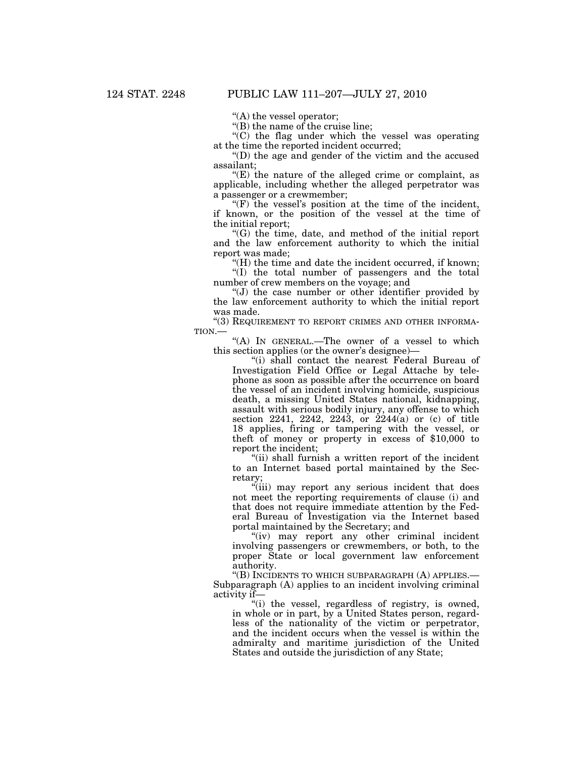"(A) the vessel operator;

"(B) the name of the cruise line;

"(C) the flag under which the vessel was operating at the time the reported incident occurred;

"(D) the age and gender of the victim and the accused assailant;

"(E) the nature of the alleged crime or complaint, as applicable, including whether the alleged perpetrator was a passenger or a crewmember;

"(F) the vessel's position at the time of the incident, if known, or the position of the vessel at the time of the initial report;

"(G) the time, date, and method of the initial report and the law enforcement authority to which the initial report was made;

"(H) the time and date the incident occurred, if known;

"(I) the total number of passengers and the total number of crew members on the voyage; and

"(J) the case number or other identifier provided by the law enforcement authority to which the initial report was made.

"(3) REQUIREMENT TO REPORT CRIMES AND OTHER INFORMATION.—

"(A) IN GENERAL.—The owner of a vessel to which this section applies (or the owner's designee)—

"(i) shall contact the nearest Federal Bureau of Investigation Field Office or Legal Attache by telephone as soon as possible after the occurrence on board the vessel of an incident involving homicide, suspicious death, a missing United States national, kidnapping, assault with serious bodily injury, any offense to which section 2241, 2242, 2243, or 2244(a) or (c) of title 18 applies, firing or tampering with the vessel, or theft of money or property in excess of $10,000 to report the incident;

"(ii) shall furnish a written report of the incident to an Internet based portal maintained by the Secretary;

"(iii) may report any serious incident that does not meet the reporting requirements of clause (i) and that does not require immediate attention by the Federal Bureau of Investigation via the Internet based portal maintained by the Secretary; and

"(iv) may report any other criminal incident involving passengers or crewmembers, or both, to the proper State or local government law enforcement authority.

"(B) INCIDENTS TO WHICH SUBPARAGRAPH (A) APPLIES.— Subparagraph (A) applies to an incident involving criminal activity if—

"(i) the vessel, regardless of registry, is owned, in whole or in part, by a United States person, regardless of the nationality of the victim or perpetrator, and the incident occurs when the vessel is within the admiralty and maritime jurisdiction of the United States and outside the jurisdiction of any State;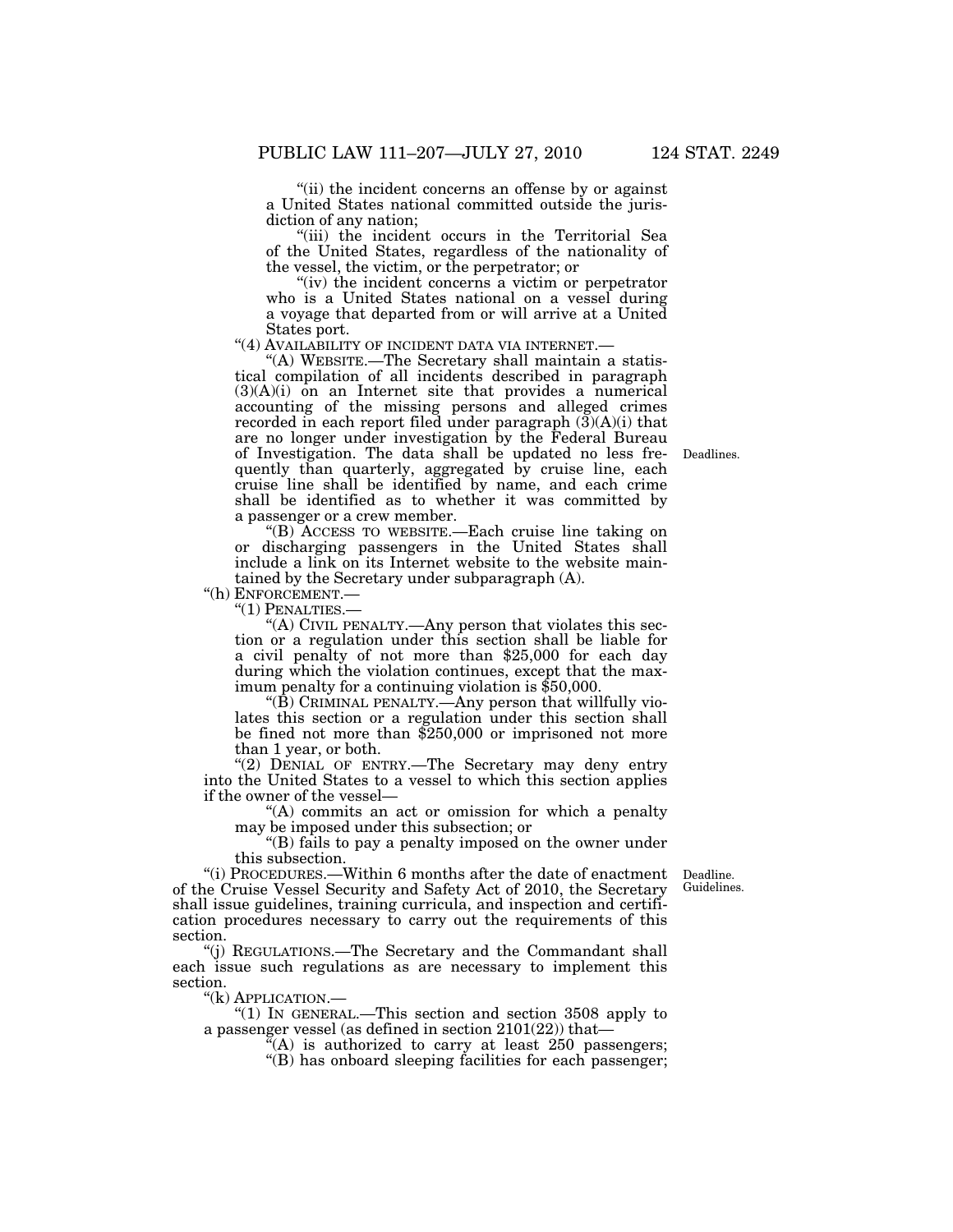"(ii) the incident concerns an offense by or against a United States national committed outside the jurisdiction of any nation;

"(iii) the incident occurs in the Territorial Sea of the United States, regardless of the nationality of the vessel, the victim, or the perpetrator; or

"(iv) the incident concerns a victim or perpetrator who is a United States national on a vessel during a voyage that departed from or will arrive at a United States port.

"(4) AVAILABILITY OF INCIDENT DATA VIA INTERNET.—

"(A) WEBSITE.—The Secretary shall maintain a statistical compilation of all incidents described in paragraph (3)(A)(i) on an Internet site that provides a numerical accounting of the missing persons and alleged crimes recorded in each report filed under paragraph (3)(A)(i) that are no longer under investigation by the Federal Bureau of Investigation. The data shall be updated no less frequently than quarterly, aggregated by cruise line, each cruise line shall be identified by name, and each crime shall be identified as to whether it was committed by a passenger or a crew member.

Deadlines.

"(B) ACCESS TO WEBSITE.—Each cruise line taking on or discharging passengers in the United States shall include a link on its Internet website to the website maintained by the Secretary under subparagraph (A).

"(h) ENFORCEMENT.—

"(1) PENALTIES.—

"(A) CIVIL PENALTY.—Any person that violates this section or a regulation under this section shall be liable for a civil penalty of not more than \$25,000 for each day during which the violation continues, except that the maximum penalty for a continuing violation is \$50,000.

"(B) CRIMINAL PENALTY.—Any person that willfully violates this section or a regulation under this section shall be fined not more than \$250,000 or imprisoned not more than 1 year, or both.

"(2) DENIAL OF ENTRY.—The Secretary may deny entry into the United States to a vessel to which this section applies if the owner of the vessel—

"(A) commits an act or omission for which a penalty may be imposed under this subsection; or

"(B) fails to pay a penalty imposed on the owner under this subsection.

Deadline. Guidelines.

"(i) PROCEDURES.—Within 6 months after the date of enactment of the Cruise Vessel Security and Safety Act of 2010, the Secretary shall issue guidelines, training curricula, and inspection and certification procedures necessary to carry out the requirements of this section.

"(j) REGULATIONS.—The Secretary and the Commandant shall each issue such regulations as are necessary to implement this section.

"(k) APPLICATION.—

"(1) IN GENERAL.—This section and section 3508 apply to a passenger vessel (as defined in section 2101(22)) that—

"(A) is authorized to carry at least 250 passengers;

"(B) has onboard sleeping facilities for each passenger;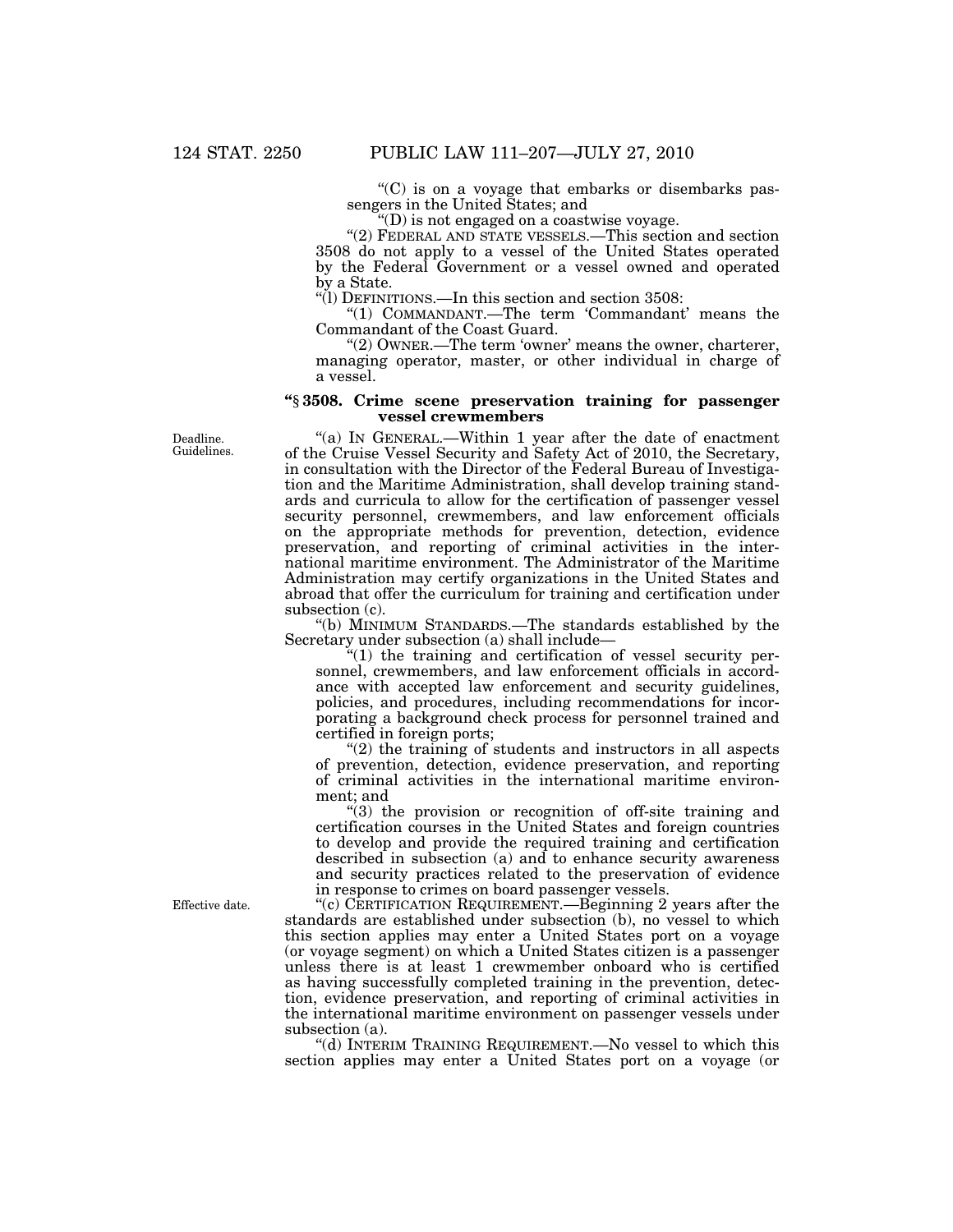"(C) is on a voyage that embarks or disembarks passengers in the United States; and

"(D) is not engaged on a coastwise voyage.

"(2) FEDERAL AND STATE VESSELS.—This section and section 3508 do not apply to a vessel of the United States operated by the Federal Government or a vessel owned and operated by a State.

"(l) DEFINITIONS.—In this section and section 3508:

"(1) COMMANDANT.—The term 'Commandant' means the Commandant of the Coast Guard.

"(2) OWNER.—The term 'owner' means the owner, charterer, managing operator, master, or other individual in charge of a vessel.

**"§ 3508. Crime scene preservation training for passenger vessel crewmembers**

Deadline. Guidelines.

"(a) IN GENERAL.—Within 1 year after the date of enactment of the Cruise Vessel Security and Safety Act of 2010, the Secretary, in consultation with the Director of the Federal Bureau of Investigation and the Maritime Administration, shall develop training standards and curricula to allow for the certification of passenger vessel security personnel, crewmembers, and law enforcement officials on the appropriate methods for prevention, detection, evidence preservation, and reporting of criminal activities in the international maritime environment. The Administrator of the Maritime Administration may certify organizations in the United States and abroad that offer the curriculum for training and certification under subsection (c).

"(b) MINIMUM STANDARDS.—The standards established by the Secretary under subsection (a) shall include—

"(1) the training and certification of vessel security personnel, crewmembers, and law enforcement officials in accordance with accepted law enforcement and security guidelines, policies, and procedures, including recommendations for incorporating a background check process for personnel trained and certified in foreign ports;

"(2) the training of students and instructors in all aspects of prevention, detection, evidence preservation, and reporting of criminal activities in the international maritime environment; and

"(3) the provision or recognition of off-site training and certification courses in the United States and foreign countries to develop and provide the required training and certification described in subsection (a) and to enhance security awareness and security practices related to the preservation of evidence in response to crimes on board passenger vessels.

Effective date.

"(c) CERTIFICATION REQUIREMENT.—Beginning 2 years after the standards are established under subsection (b), no vessel to which this section applies may enter a United States port on a voyage (or voyage segment) on which a United States citizen is a passenger unless there is at least 1 crewmember onboard who is certified as having successfully completed training in the prevention, detection, evidence preservation, and reporting of criminal activities in the international maritime environment on passenger vessels under subsection (a).

"(d) INTERIM TRAINING REQUIREMENT.—No vessel to which this section applies may enter a United States port on a voyage (or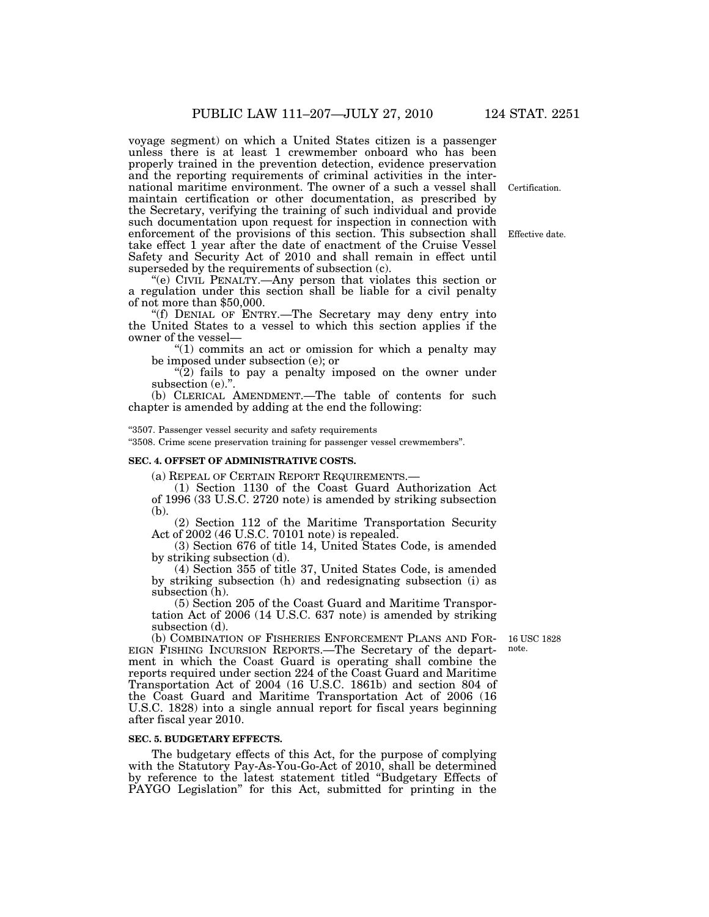voyage segment) on which a United States citizen is a passenger unless there is at least 1 crewmember onboard who has been properly trained in the prevention detection, evidence preservation and the reporting requirements of criminal activities in the international maritime environment. The owner of a such a vessel shall maintain certification or other documentation, as prescribed by the Secretary, verifying the training of such individual and provide such documentation upon request for inspection in connection with enforcement of the provisions of this section. This subsection shall take effect 1 year after the date of enactment of the Cruise Vessel Safety and Security Act of 2010 and shall remain in effect until superseded by the requirements of subsection (c).

Certification.

Effective date.

"(e) CIVIL PENALTY.—Any person that violates this section or a regulation under this section shall be liable for a civil penalty of not more than $50,000.

"(f) DENIAL OF ENTRY.—The Secretary may deny entry into the United States to a vessel to which this section applies if the owner of the vessel—

"(1) commits an act or omission for which a penalty may be imposed under subsection (e); or

"(2) fails to pay a penalty imposed on the owner under subsection (e).".

(b) CLERICAL AMENDMENT.—The table of contents for such chapter is amended by adding at the end the following:

"3507. Passenger vessel security and safety requirements

"3508. Crime scene preservation training for passenger vessel crewmembers".

**SEC. 4. OFFSET OF ADMINISTRATIVE COSTS.**

(a) REPEAL OF CERTAIN REPORT REQUIREMENTS.—

(1) Section 1130 of the Coast Guard Authorization Act of 1996 (33 U.S.C. 2720 note) is amended by striking subsection (b).

(2) Section 112 of the Maritime Transportation Security Act of 2002 (46 U.S.C. 70101 note) is repealed.

(3) Section 676 of title 14, United States Code, is amended by striking subsection (d).

(4) Section 355 of title 37, United States Code, is amended by striking subsection (h) and redesignating subsection (i) as subsection (h).

(5) Section 205 of the Coast Guard and Maritime Transportation Act of 2006 (14 U.S.C. 637 note) is amended by striking subsection (d).

16 USC 1828 note.

(b) COMBINATION OF FISHERIES ENFORCEMENT PLANS AND FOREIGN FISHING INCURSION REPORTS.—The Secretary of the department in which the Coast Guard is operating shall combine the reports required under section 224 of the Coast Guard and Maritime Transportation Act of 2004 (16 U.S.C. 1861b) and section 804 of the Coast Guard and Maritime Transportation Act of 2006 (16 U.S.C. 1828) into a single annual report for fiscal years beginning after fiscal year 2010.

**SEC. 5. BUDGETARY EFFECTS.**

The budgetary effects of this Act, for the purpose of complying with the Statutory Pay-As-You-Go-Act of 2010, shall be determined by reference to the latest statement titled "Budgetary Effects of PAYGO Legislation" for this Act, submitted for printing in the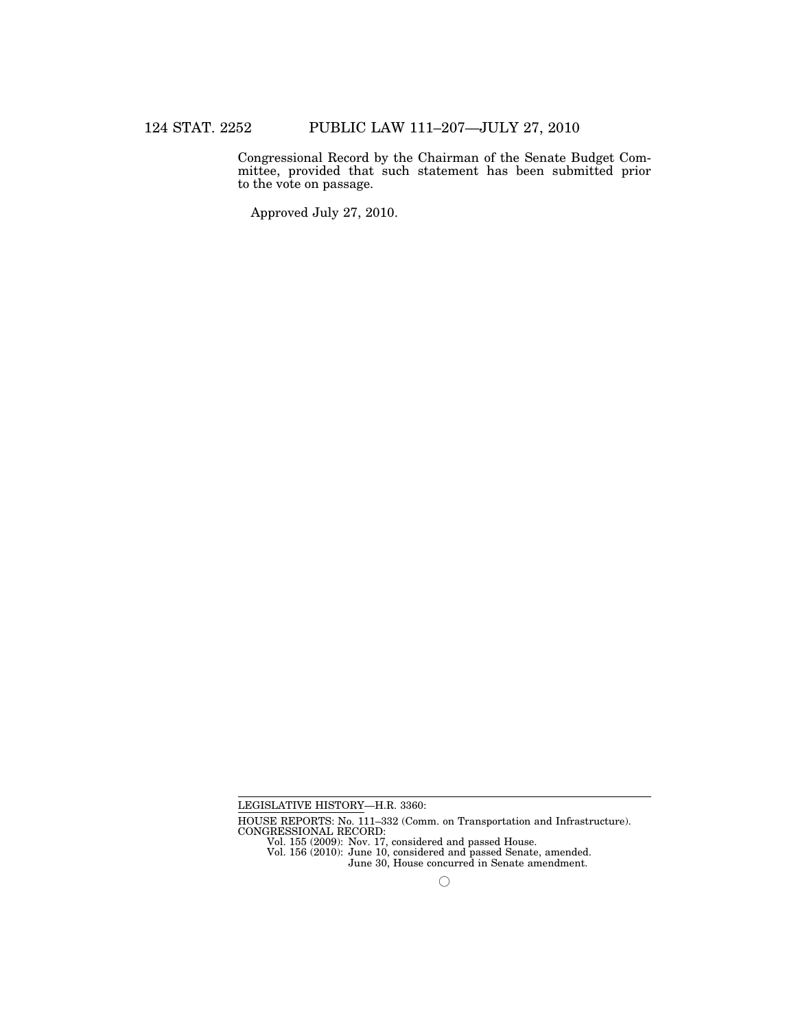Congressional Record by the Chairman of the Senate Budget Committee, provided that such statement has been submitted prior to the vote on passage.

Approved July 27, 2010.

---

LEGISLATIVE HISTORY—H.R. 3360:

HOUSE REPORTS: No. 111–332 (Comm. on Transportation and Infrastructure).
CONGRESSIONAL RECORD:
Vol. 155 (2009): Nov. 17, considered and passed House.
Vol. 156 (2010): June 10, considered and passed Senate, amended.
June 30, House concurred in Senate amendment.